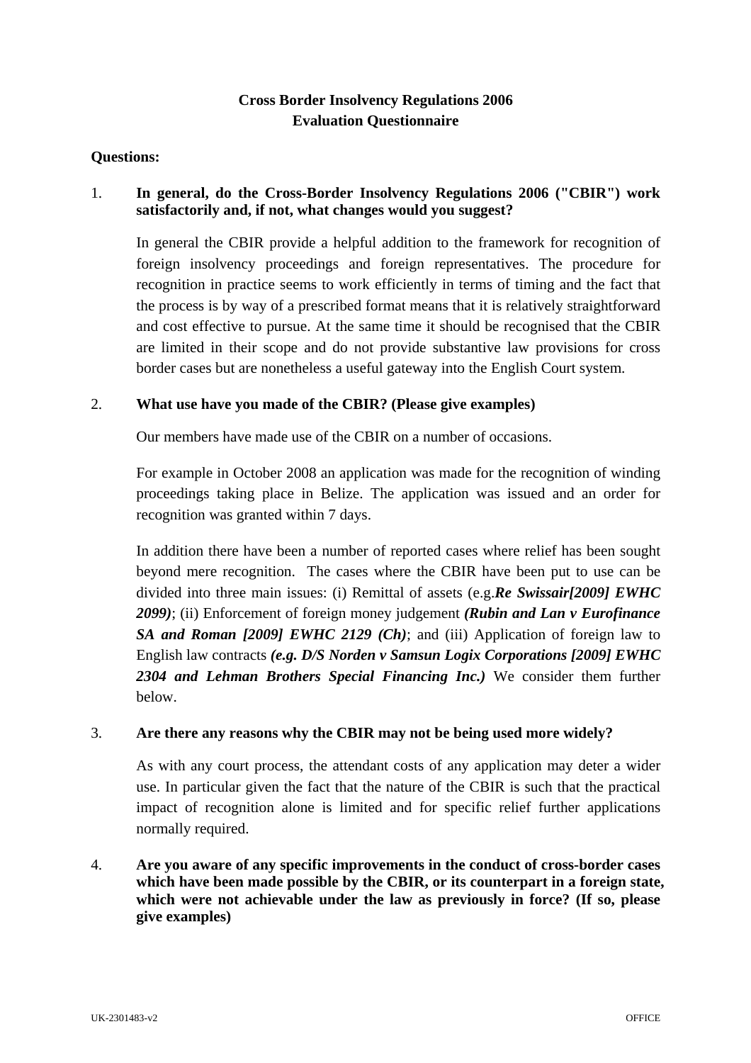# Cross Border Insolvency Regulations 2006
# Evaluation Questionnaire

**Questions:**

1. **In general, do the Cross-Border Insolvency Regulations 2006 ("CBIR") work satisfactorily and, if not, what changes would you suggest?**

   In general the CBIR provide a helpful addition to the framework for recognition of foreign insolvency proceedings and foreign representatives. The procedure for recognition in practice seems to work efficiently in terms of timing and the fact that the process is by way of a prescribed format means that it is relatively straightforward and cost effective to pursue. At the same time it should be recognised that the CBIR are limited in their scope and do not provide substantive law provisions for cross border cases but are nonetheless a useful gateway into the English Court system.

2. **What use have you made of the CBIR? (Please give examples)**

   Our members have made use of the CBIR on a number of occasions.

   For example in October 2008 an application was made for the recognition of winding proceedings taking place in Belize. The application was issued and an order for recognition was granted within 7 days.

   In addition there have been a number of reported cases where relief has been sought beyond mere recognition. The cases where the CBIR have been put to use can be divided into three main issues: (i) Remittal of assets (e.g.***Re Swissair[2009] EWHC 2099)***; (ii) Enforcement of foreign money judgement ***(Rubin and Lan v Eurofinance SA and Roman [2009] EWHC 2129 (Ch)***; and (iii) Application of foreign law to English law contracts ***(e.g. D/S Norden v Samsun Logix Corporations [2009] EWHC 2304 and Lehman Brothers Special Financing Inc.)*** We consider them further below.

3. **Are there any reasons why the CBIR may not be being used more widely?**

   As with any court process, the attendant costs of any application may deter a wider use. In particular given the fact that the nature of the CBIR is such that the practical impact of recognition alone is limited and for specific relief further applications normally required.

4. **Are you aware of any specific improvements in the conduct of cross-border cases which have been made possible by the CBIR, or its counterpart in a foreign state, which were not achievable under the law as previously in force? (If so, please give examples)**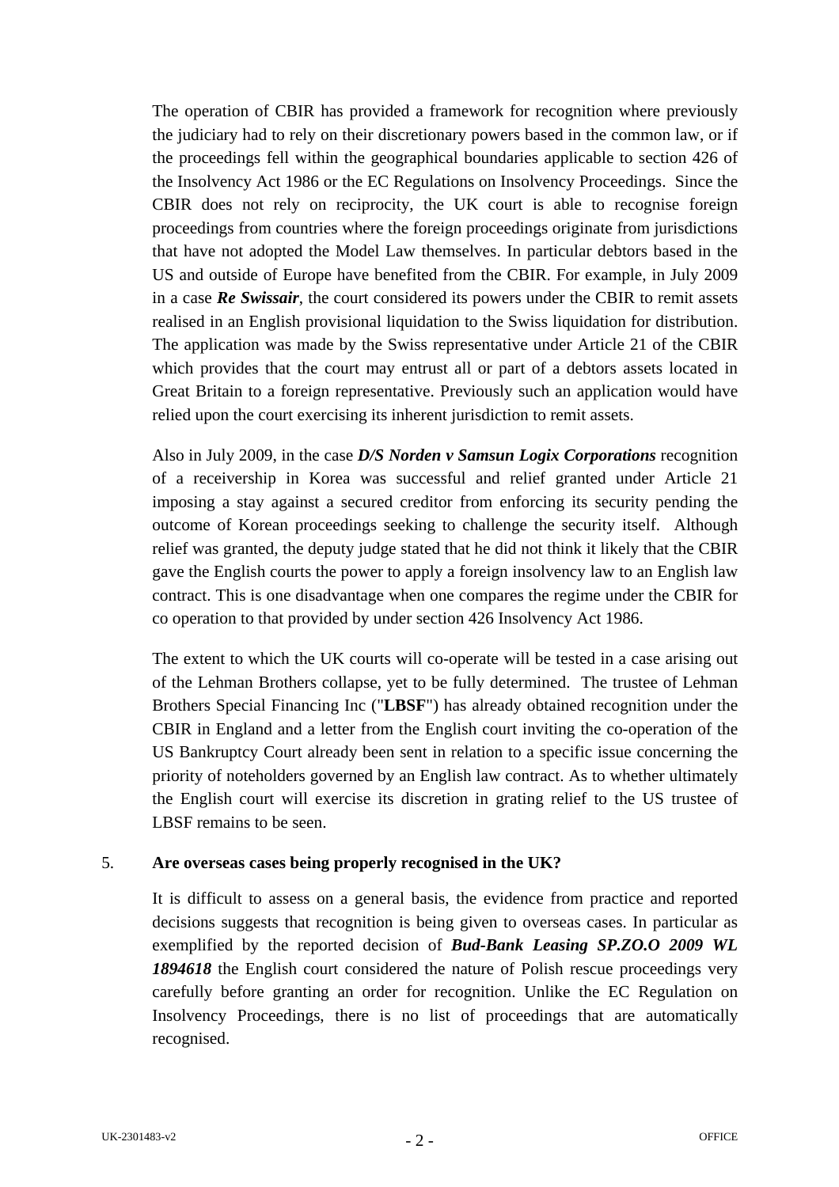The operation of CBIR has provided a framework for recognition where previously the judiciary had to rely on their discretionary powers based in the common law, or if the proceedings fell within the geographical boundaries applicable to section 426 of the Insolvency Act 1986 or the EC Regulations on Insolvency Proceedings. Since the CBIR does not rely on reciprocity, the UK court is able to recognise foreign proceedings from countries where the foreign proceedings originate from jurisdictions that have not adopted the Model Law themselves. In particular debtors based in the US and outside of Europe have benefited from the CBIR. For example, in July 2009 in a case ***Re Swissair***, the court considered its powers under the CBIR to remit assets realised in an English provisional liquidation to the Swiss liquidation for distribution. The application was made by the Swiss representative under Article 21 of the CBIR which provides that the court may entrust all or part of a debtors assets located in Great Britain to a foreign representative. Previously such an application would have relied upon the court exercising its inherent jurisdiction to remit assets.

Also in July 2009, in the case ***D/S Norden v Samsun Logix Corporations*** recognition of a receivership in Korea was successful and relief granted under Article 21 imposing a stay against a secured creditor from enforcing its security pending the outcome of Korean proceedings seeking to challenge the security itself. Although relief was granted, the deputy judge stated that he did not think it likely that the CBIR gave the English courts the power to apply a foreign insolvency law to an English law contract. This is one disadvantage when one compares the regime under the CBIR for co operation to that provided by under section 426 Insolvency Act 1986.

The extent to which the UK courts will co-operate will be tested in a case arising out of the Lehman Brothers collapse, yet to be fully determined. The trustee of Lehman Brothers Special Financing Inc ("**LBSF**") has already obtained recognition under the CBIR in England and a letter from the English court inviting the co-operation of the US Bankruptcy Court already been sent in relation to a specific issue concerning the priority of noteholders governed by an English law contract. As to whether ultimately the English court will exercise its discretion in grating relief to the US trustee of LBSF remains to be seen.

## 5. Are overseas cases being properly recognised in the UK?

It is difficult to assess on a general basis, the evidence from practice and reported decisions suggests that recognition is being given to overseas cases. In particular as exemplified by the reported decision of ***Bud-Bank Leasing SP.ZO.O 2009 WL 1894618*** the English court considered the nature of Polish rescue proceedings very carefully before granting an order for recognition. Unlike the EC Regulation on Insolvency Proceedings, there is no list of proceedings that are automatically recognised.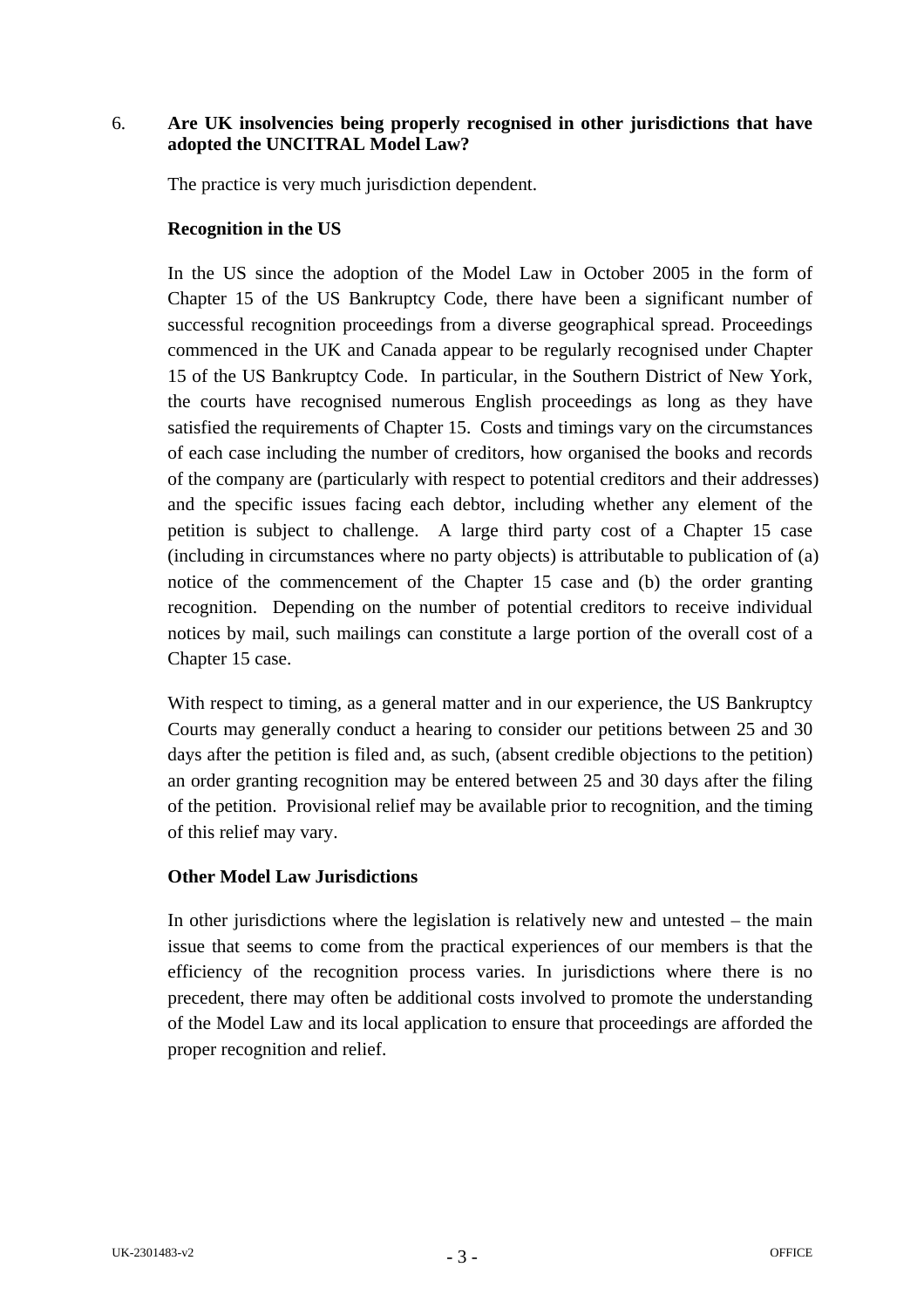6. **Are UK insolvencies being properly recognised in other jurisdictions that have adopted the UNCITRAL Model Law?**

The practice is very much jurisdiction dependent.

**Recognition in the US**

In the US since the adoption of the Model Law in October 2005 in the form of Chapter 15 of the US Bankruptcy Code, there have been a significant number of successful recognition proceedings from a diverse geographical spread. Proceedings commenced in the UK and Canada appear to be regularly recognised under Chapter 15 of the US Bankruptcy Code. In particular, in the Southern District of New York, the courts have recognised numerous English proceedings as long as they have satisfied the requirements of Chapter 15. Costs and timings vary on the circumstances of each case including the number of creditors, how organised the books and records of the company are (particularly with respect to potential creditors and their addresses) and the specific issues facing each debtor, including whether any element of the petition is subject to challenge. A large third party cost of a Chapter 15 case (including in circumstances where no party objects) is attributable to publication of (a) notice of the commencement of the Chapter 15 case and (b) the order granting recognition. Depending on the number of potential creditors to receive individual notices by mail, such mailings can constitute a large portion of the overall cost of a Chapter 15 case.

With respect to timing, as a general matter and in our experience, the US Bankruptcy Courts may generally conduct a hearing to consider our petitions between 25 and 30 days after the petition is filed and, as such, (absent credible objections to the petition) an order granting recognition may be entered between 25 and 30 days after the filing of the petition. Provisional relief may be available prior to recognition, and the timing of this relief may vary.

**Other Model Law Jurisdictions**

In other jurisdictions where the legislation is relatively new and untested – the main issue that seems to come from the practical experiences of our members is that the efficiency of the recognition process varies. In jurisdictions where there is no precedent, there may often be additional costs involved to promote the understanding of the Model Law and its local application to ensure that proceedings are afforded the proper recognition and relief.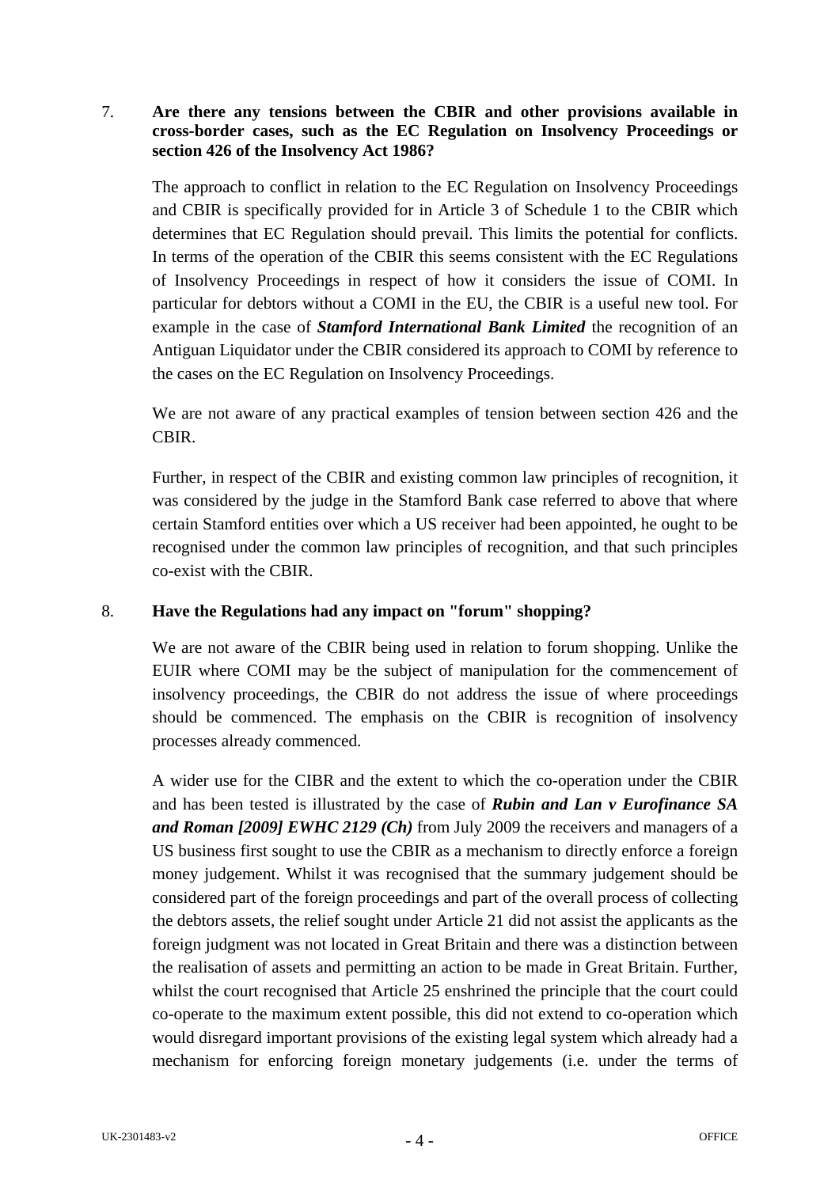7. **Are there any tensions between the CBIR and other provisions available in cross-border cases, such as the EC Regulation on Insolvency Proceedings or section 426 of the Insolvency Act 1986?**

   The approach to conflict in relation to the EC Regulation on Insolvency Proceedings and CBIR is specifically provided for in Article 3 of Schedule 1 to the CBIR which determines that EC Regulation should prevail. This limits the potential for conflicts. In terms of the operation of the CBIR this seems consistent with the EC Regulations of Insolvency Proceedings in respect of how it considers the issue of COMI. In particular for debtors without a COMI in the EU, the CBIR is a useful new tool. For example in the case of ***Stamford International Bank Limited*** the recognition of an Antiguan Liquidator under the CBIR considered its approach to COMI by reference to the cases on the EC Regulation on Insolvency Proceedings.

   We are not aware of any practical examples of tension between section 426 and the CBIR.

   Further, in respect of the CBIR and existing common law principles of recognition, it was considered by the judge in the Stamford Bank case referred to above that where certain Stamford entities over which a US receiver had been appointed, he ought to be recognised under the common law principles of recognition, and that such principles co-exist with the CBIR.

8. **Have the Regulations had any impact on "forum" shopping?**

   We are not aware of the CBIR being used in relation to forum shopping. Unlike the EUIR where COMI may be the subject of manipulation for the commencement of insolvency proceedings, the CBIR do not address the issue of where proceedings should be commenced. The emphasis on the CBIR is recognition of insolvency processes already commenced.

   A wider use for the CIBR and the extent to which the co-operation under the CBIR and has been tested is illustrated by the case of ***Rubin and Lan v Eurofinance SA and Roman [2009] EWHC 2129 (Ch)*** from July 2009 the receivers and managers of a US business first sought to use the CBIR as a mechanism to directly enforce a foreign money judgement. Whilst it was recognised that the summary judgement should be considered part of the foreign proceedings and part of the overall process of collecting the debtors assets, the relief sought under Article 21 did not assist the applicants as the foreign judgment was not located in Great Britain and there was a distinction between the realisation of assets and permitting an action to be made in Great Britain. Further, whilst the court recognised that Article 25 enshrined the principle that the court could co-operate to the maximum extent possible, this did not extend to co-operation which would disregard important provisions of the existing legal system which already had a mechanism for enforcing foreign monetary judgements (i.e. under the terms of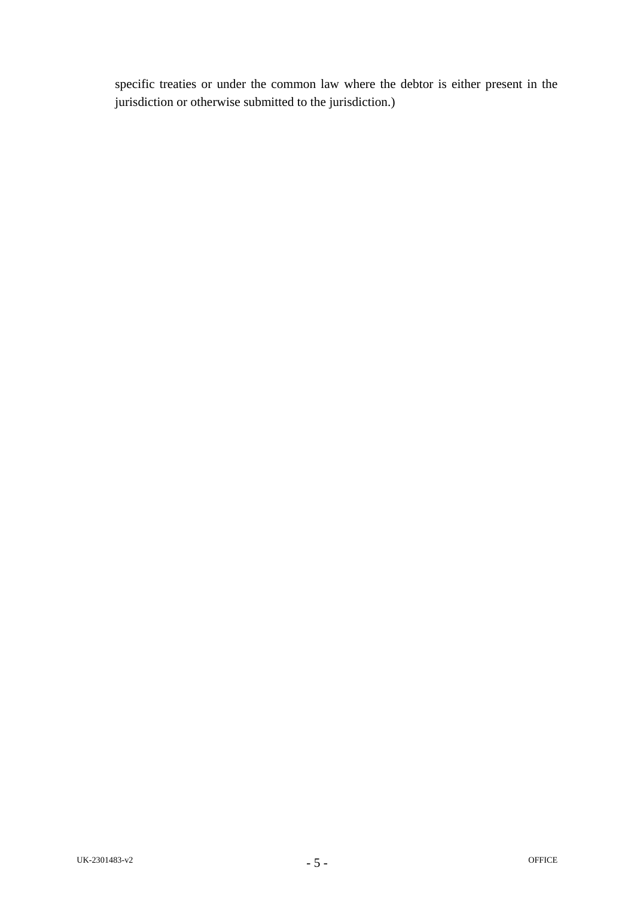specific treaties or under the common law where the debtor is either present in the jurisdiction or otherwise submitted to the jurisdiction.)